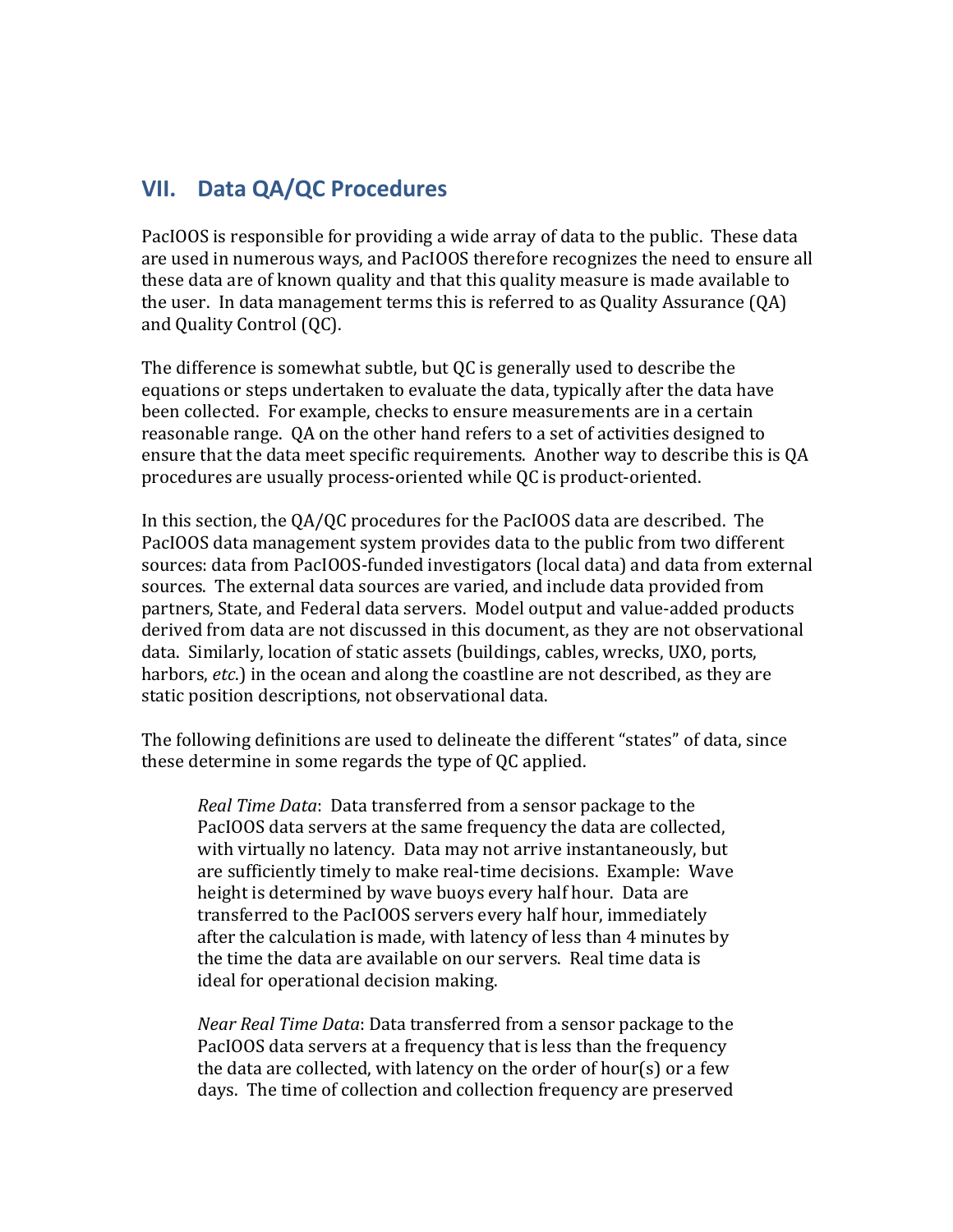## VII. Data QA/QC Procedures

PacIOOS is responsible for providing a wide array of data to the public. These data are used in numerous ways, and PacIOOS therefore recognizes the need to ensure all these data are of known quality and that this quality measure is made available to the user. In data management terms this is referred to as Quality Assurance (QA) and Quality Control (QC).

The difference is somewhat subtle, but QC is generally used to describe the equations or steps undertaken to evaluate the data, typically after the data have been collected. For example, checks to ensure measurements are in a certain reasonable range. QA on the other hand refers to a set of activities designed to ensure that the data meet specific requirements. Another way to describe this is QA procedures are usually process-oriented while QC is product-oriented.

In this section, the QA/QC procedures for the PacIOOS data are described. The PacIOOS data management system provides data to the public from two different sources: data from PacIOOS-funded investigators (local data) and data from external sources. The external data sources are varied, and include data provided from partners, State, and Federal data servers. Model output and value-added products derived from data are not discussed in this document, as they are not observational data. Similarly, location of static assets (buildings, cables, wrecks, UXO, ports, harbors, *etc*.) in the ocean and along the coastline are not described, as they are static position descriptions, not observational data.

The following definitions are used to delineate the different "states" of data, since these determine in some regards the type of QC applied.

> *Real Time Data*: Data transferred from a sensor package to the PacIOOS data servers at the same frequency the data are collected, with virtually no latency. Data may not arrive instantaneously, but are sufficiently timely to make real-time decisions. Example: Wave height is determined by wave buoys every half hour. Data are transferred to the PacIOOS servers every half hour, immediately after the calculation is made, with latency of less than 4 minutes by the time the data are available on our servers. Real time data is ideal for operational decision making.
>
> *Near Real Time Data*: Data transferred from a sensor package to the PacIOOS data servers at a frequency that is less than the frequency the data are collected, with latency on the order of hour(s) or a few days. The time of collection and collection frequency are preserved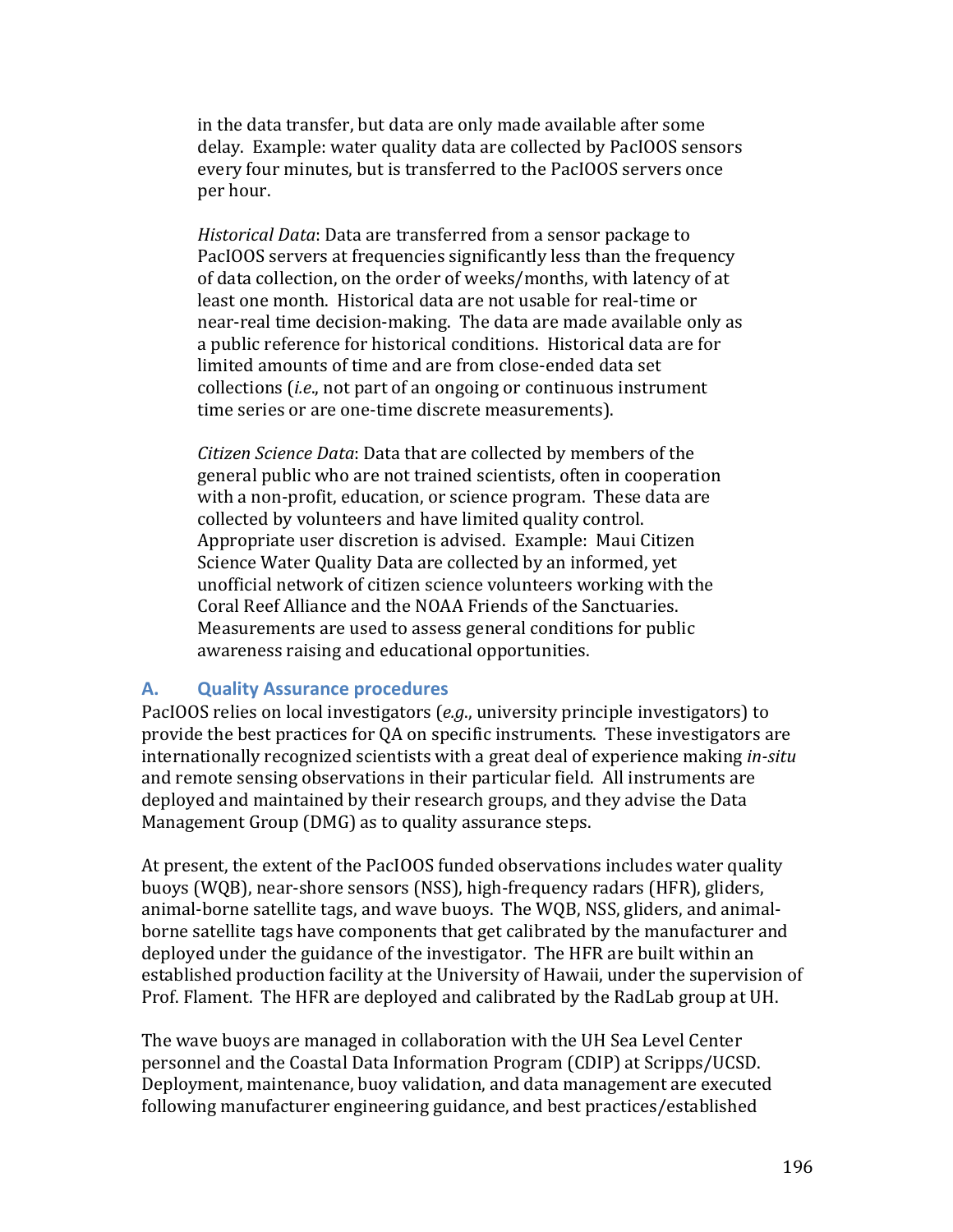in the data transfer, but data are only made available after some delay. Example: water quality data are collected by PacIOOS sensors every four minutes, but is transferred to the PacIOOS servers once per hour.

*Historical Data*: Data are transferred from a sensor package to PacIOOS servers at frequencies significantly less than the frequency of data collection, on the order of weeks/months, with latency of at least one month. Historical data are not usable for real-time or near-real time decision-making. The data are made available only as a public reference for historical conditions. Historical data are for limited amounts of time and are from close-ended data set collections (*i.e*., not part of an ongoing or continuous instrument time series or are one-time discrete measurements).

*Citizen Science Data*: Data that are collected by members of the general public who are not trained scientists, often in cooperation with a non-profit, education, or science program. These data are collected by volunteers and have limited quality control. Appropriate user discretion is advised. Example: Maui Citizen Science Water Quality Data are collected by an informed, yet unofficial network of citizen science volunteers working with the Coral Reef Alliance and the NOAA Friends of the Sanctuaries. Measurements are used to assess general conditions for public awareness raising and educational opportunities.

## A. Quality Assurance procedures

PacIOOS relies on local investigators (*e.g*., university principle investigators) to provide the best practices for QA on specific instruments. These investigators are internationally recognized scientists with a great deal of experience making *in-situ* and remote sensing observations in their particular field. All instruments are deployed and maintained by their research groups, and they advise the Data Management Group (DMG) as to quality assurance steps.

At present, the extent of the PacIOOS funded observations includes water quality buoys (WQB), near-shore sensors (NSS), high-frequency radars (HFR), gliders, animal-borne satellite tags, and wave buoys. The WQB, NSS, gliders, and animal-borne satellite tags have components that get calibrated by the manufacturer and deployed under the guidance of the investigator. The HFR are built within an established production facility at the University of Hawaii, under the supervision of Prof. Flament. The HFR are deployed and calibrated by the RadLab group at UH.

The wave buoys are managed in collaboration with the UH Sea Level Center personnel and the Coastal Data Information Program (CDIP) at Scripps/UCSD. Deployment, maintenance, buoy validation, and data management are executed following manufacturer engineering guidance, and best practices/established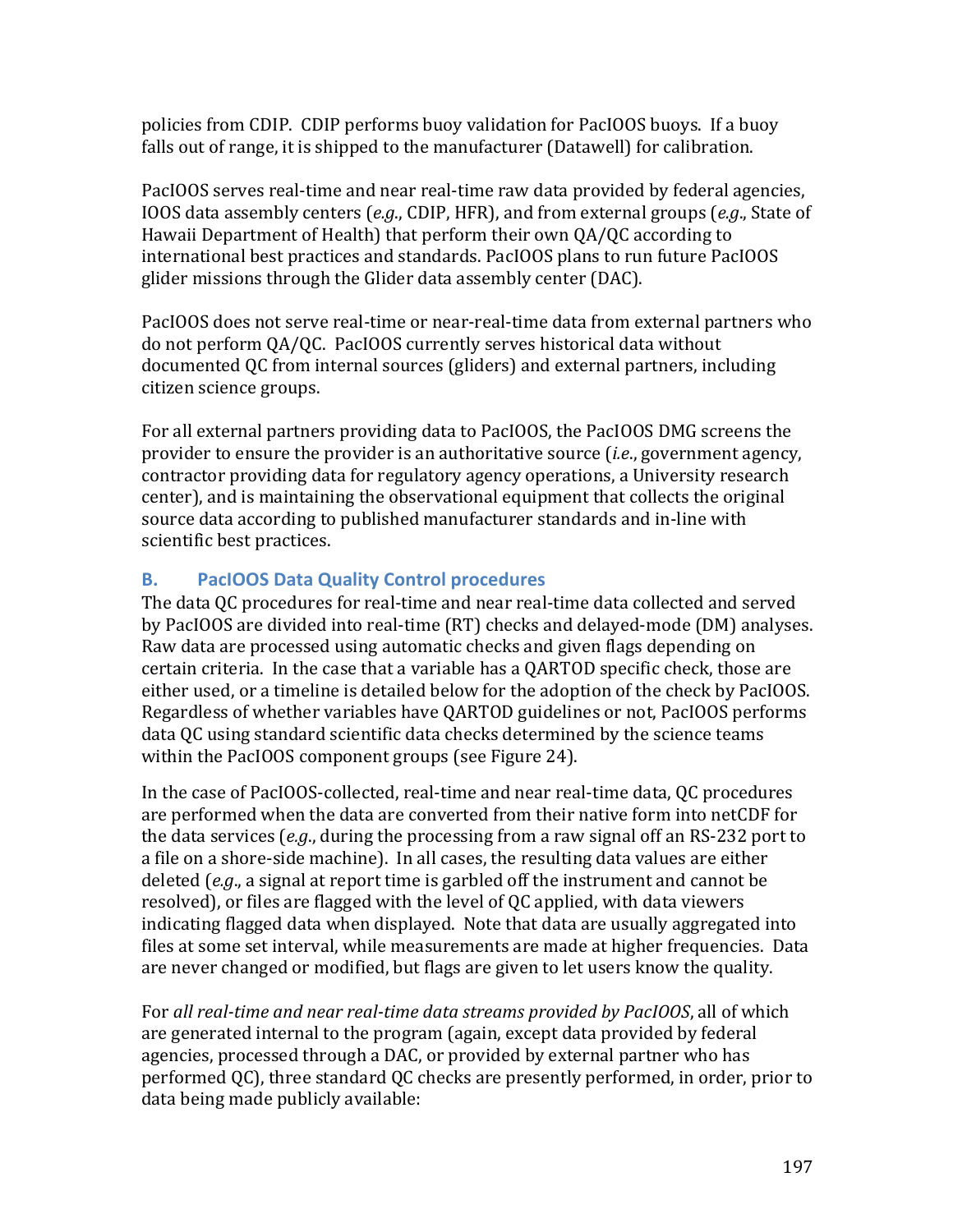policies from CDIP. CDIP performs buoy validation for PacIOOS buoys. If a buoy falls out of range, it is shipped to the manufacturer (Datawell) for calibration.

PacIOOS serves real-time and near real-time raw data provided by federal agencies, IOOS data assembly centers (*e.g.*, CDIP, HFR), and from external groups (*e.g.*, State of Hawaii Department of Health) that perform their own QA/QC according to international best practices and standards. PacIOOS plans to run future PacIOOS glider missions through the Glider data assembly center (DAC).

PacIOOS does not serve real-time or near-real-time data from external partners who do not perform QA/QC. PacIOOS currently serves historical data without documented QC from internal sources (gliders) and external partners, including citizen science groups.

For all external partners providing data to PacIOOS, the PacIOOS DMG screens the provider to ensure the provider is an authoritative source (*i.e.*, government agency, contractor providing data for regulatory agency operations, a University research center), and is maintaining the observational equipment that collects the original source data according to published manufacturer standards and in-line with scientific best practices.

## B. PacIOOS Data Quality Control procedures

The data QC procedures for real-time and near real-time data collected and served by PacIOOS are divided into real-time (RT) checks and delayed-mode (DM) analyses. Raw data are processed using automatic checks and given flags depending on certain criteria. In the case that a variable has a QARTOD specific check, those are either used, or a timeline is detailed below for the adoption of the check by PacIOOS. Regardless of whether variables have QARTOD guidelines or not, PacIOOS performs data QC using standard scientific data checks determined by the science teams within the PacIOOS component groups (see Figure 24).

In the case of PacIOOS-collected, real-time and near real-time data, QC procedures are performed when the data are converted from their native form into netCDF for the data services (*e.g.*, during the processing from a raw signal off an RS-232 port to a file on a shore-side machine). In all cases, the resulting data values are either deleted (*e.g.*, a signal at report time is garbled off the instrument and cannot be resolved), or files are flagged with the level of QC applied, with data viewers indicating flagged data when displayed. Note that data are usually aggregated into files at some set interval, while measurements are made at higher frequencies. Data are never changed or modified, but flags are given to let users know the quality.

For *all real-time and near real-time data streams provided by PacIOOS*, all of which are generated internal to the program (again, except data provided by federal agencies, processed through a DAC, or provided by external partner who has performed QC), three standard QC checks are presently performed, in order, prior to data being made publicly available: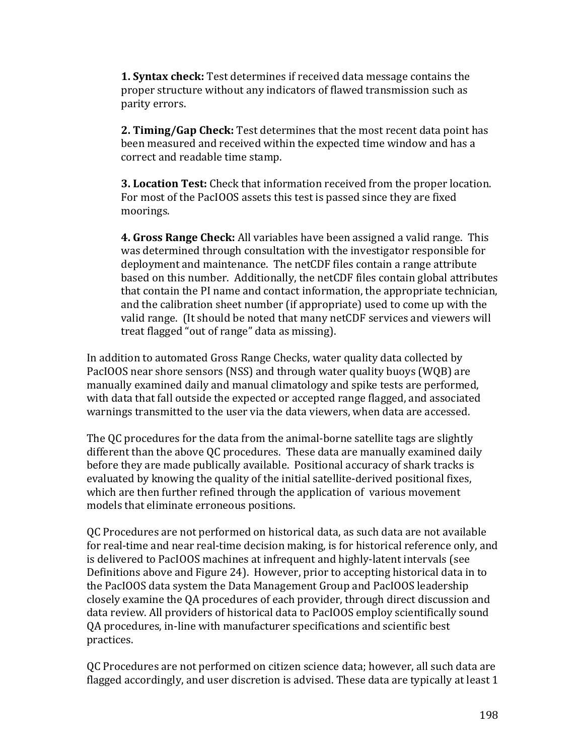**1. Syntax check:** Test determines if received data message contains the proper structure without any indicators of flawed transmission such as parity errors.

**2. Timing/Gap Check:** Test determines that the most recent data point has been measured and received within the expected time window and has a correct and readable time stamp.

**3. Location Test:** Check that information received from the proper location. For most of the PacIOOS assets this test is passed since they are fixed moorings.

**4. Gross Range Check:** All variables have been assigned a valid range. This was determined through consultation with the investigator responsible for deployment and maintenance. The netCDF files contain a range attribute based on this number. Additionally, the netCDF files contain global attributes that contain the PI name and contact information, the appropriate technician, and the calibration sheet number (if appropriate) used to come up with the valid range. (It should be noted that many netCDF services and viewers will treat flagged "out of range" data as missing).

In addition to automated Gross Range Checks, water quality data collected by PacIOOS near shore sensors (NSS) and through water quality buoys (WQB) are manually examined daily and manual climatology and spike tests are performed, with data that fall outside the expected or accepted range flagged, and associated warnings transmitted to the user via the data viewers, when data are accessed.

The QC procedures for the data from the animal-borne satellite tags are slightly different than the above QC procedures. These data are manually examined daily before they are made publically available. Positional accuracy of shark tracks is evaluated by knowing the quality of the initial satellite-derived positional fixes, which are then further refined through the application of various movement models that eliminate erroneous positions.

QC Procedures are not performed on historical data, as such data are not available for real-time and near real-time decision making, is for historical reference only, and is delivered to PacIOOS machines at infrequent and highly-latent intervals (see Definitions above and Figure 24). However, prior to accepting historical data in to the PacIOOS data system the Data Management Group and PacIOOS leadership closely examine the QA procedures of each provider, through direct discussion and data review. All providers of historical data to PacIOOS employ scientifically sound QA procedures, in-line with manufacturer specifications and scientific best practices.

QC Procedures are not performed on citizen science data; however, all such data are flagged accordingly, and user discretion is advised. These data are typically at least 1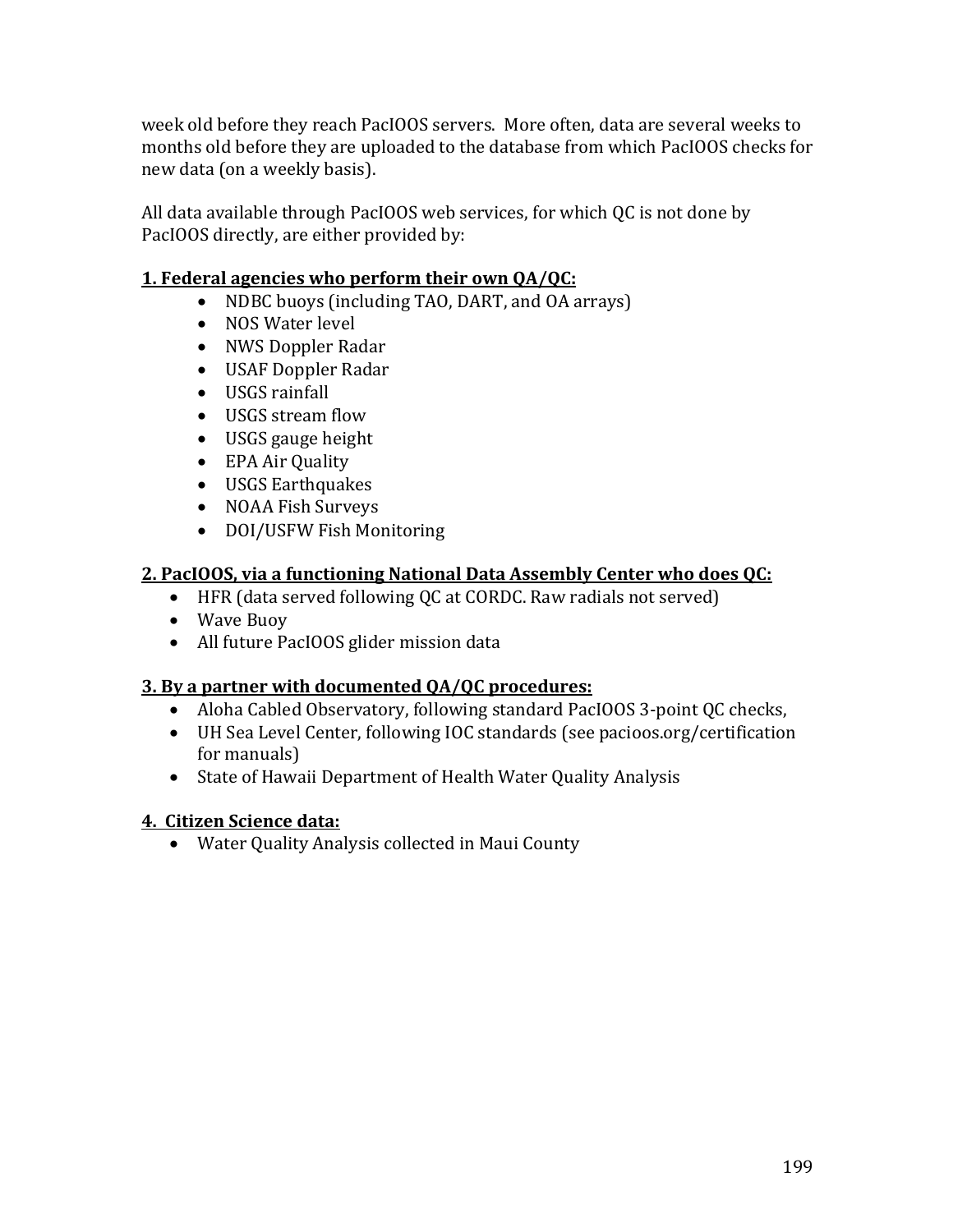week old before they reach PacIOOS servers. More often, data are several weeks to months old before they are uploaded to the database from which PacIOOS checks for new data (on a weekly basis).

All data available through PacIOOS web services, for which QC is not done by PacIOOS directly, are either provided by:

**1. Federal agencies who perform their own QA/QC:**

- NDBC buoys (including TAO, DART, and OA arrays)
- NOS Water level
- NWS Doppler Radar
- USAF Doppler Radar
- USGS rainfall
- USGS stream flow
- USGS gauge height
- EPA Air Quality
- USGS Earthquakes
- NOAA Fish Surveys
- DOI/USFW Fish Monitoring

**2. PacIOOS, via a functioning National Data Assembly Center who does QC:**

- HFR (data served following QC at CORDC. Raw radials not served)
- Wave Buoy
- All future PacIOOS glider mission data

**3. By a partner with documented QA/QC procedures:**

- Aloha Cabled Observatory, following standard PacIOOS 3-point QC checks,
- UH Sea Level Center, following IOC standards (see pacioos.org/certification for manuals)
- State of Hawaii Department of Health Water Quality Analysis

**4. Citizen Science data:**

- Water Quality Analysis collected in Maui County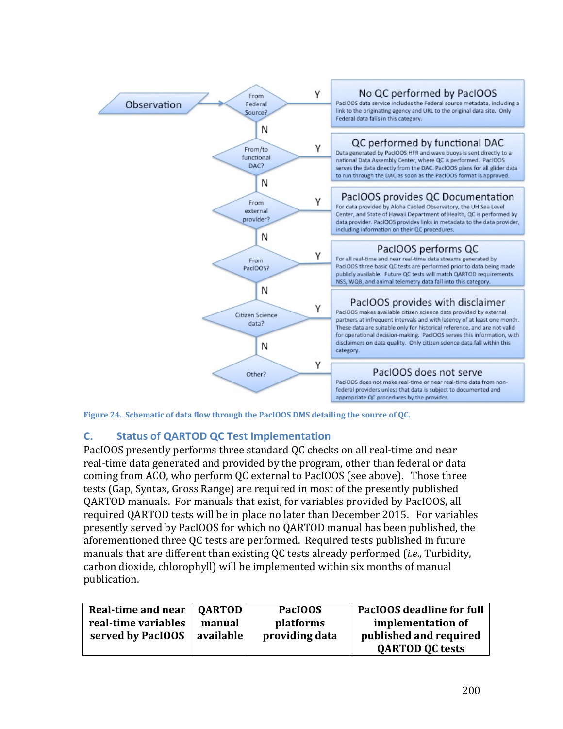Observation

| Decision | Y | Outcome |
| --- | --- | --- |
| From Federal Source? | Y | **No QC performed by PacIOOS** — PacIOOS data service includes the Federal source metadata, including a link to the originating agency and URL to the original data site. Only Federal data falls in this category. |
| N → From/to functional DAC? | Y | **QC performed by functional DAC** — Data generated by PacIOOS HFR and wave buoys is sent directly to a national Data Assembly Center, where QC is performed. PacIOOS serves the data directly from the DAC. PacIOOS plans for all glider data to run through the DAC as soon as the PacIOOS format is approved. |
| N → From external provider? | Y | **PacIOOS provides QC Documentation** — For data provided by Aloha Cabled Observatory, the UH Sea Level Center, and State of Hawaii Department of Health, QC is performed by data provider. PacIOOS provides links in metadata to the data provider, including information on their QC procedures. |
| N → From PacIOOS? | Y | **PacIOOS performs QC** — For all real-time and near real-time data streams generated by PacIOOS three basic QC tests are performed prior to data being made publicly available. Future QC tests will match QARTOD requirements. NSS, WQB, and animal telemetry data fall into this category. |
| N → Citizen Science data? | Y | **PacIOOS provides with disclaimer** — PacIOOS makes available citizen science data provided by external partners at infrequent intervals and with latency of at least one month. These data are suitable only for historical reference, and are not valid for operational decision-making. PacIOOS serves this information, with disclaimers on data quality. Only citizen science data fall within this category. |
| N → Other? | Y | **PacIOOS does not serve** — PacIOOS does not make real-time or near real-time data from non-federal providers unless that data is subject to documented and appropriate QC procedures by the provider. |

**Figure 24. Schematic of data flow through the PacIOOS DMS detailing the source of QC.**

## C. Status of QARTOD QC Test Implementation

PacIOOS presently performs three standard QC checks on all real-time and near real-time data generated and provided by the program, other than federal or data coming from ACO, who perform QC external to PacIOOS (see above). Those three tests (Gap, Syntax, Gross Range) are required in most of the presently published QARTOD manuals. For manuals that exist, for variables provided by PacIOOS, all required QARTOD tests will be in place no later than December 2015. For variables presently served by PacIOOS for which no QARTOD manual has been published, the aforementioned three QC tests are performed. Required tests published in future manuals that are different than existing QC tests already performed (*i.e.*, Turbidity, carbon dioxide, chlorophyll) will be implemented within six months of manual publication.

| Real-time and near real-time variables served by PacIOOS | QARTOD manual available | PacIOOS platforms providing data | PacIOOS deadline for full implementation of published and required QARTOD QC tests |
| --- | --- | --- | --- |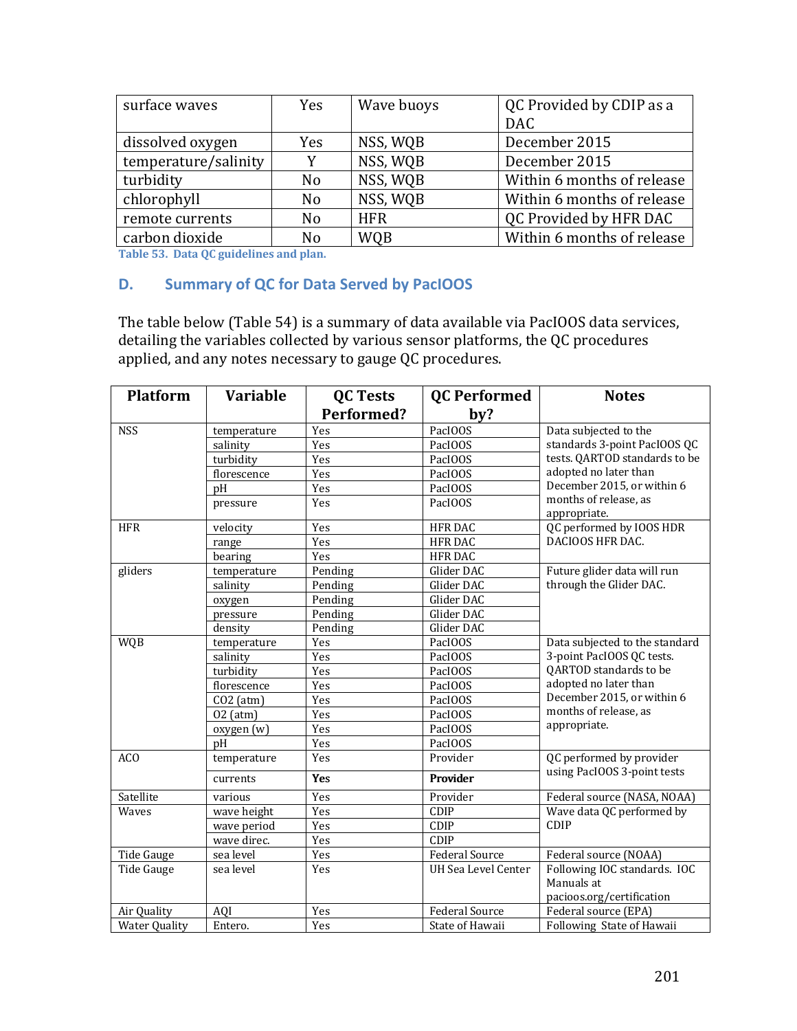| surface waves | Yes | Wave buoys | QC Provided by CDIP as a DAC |
| --- | --- | --- | --- |
| dissolved oxygen | Yes | NSS, WQB | December 2015 |
| temperature/salinity | Y | NSS, WQB | December 2015 |
| turbidity | No | NSS, WQB | Within 6 months of release |
| chlorophyll | No | NSS, WQB | Within 6 months of release |
| remote currents | No | HFR | QC Provided by HFR DAC |
| carbon dioxide | No | WQB | Within 6 months of release |

Table 53. Data QC guidelines and plan.

## D. Summary of QC for Data Served by PacIOOS

The table below (Table 54) is a summary of data available via PacIOOS data services, detailing the variables collected by various sensor platforms, the QC procedures applied, and any notes necessary to gauge QC procedures.

| Platform | Variable | QC Tests Performed? | QC Performed by? | Notes |
| --- | --- | --- | --- | --- |
| NSS | temperature | Yes | PacIOOS | Data subjected to the standards 3-point PacIOOS QC tests. QARTOD standards to be adopted no later than December 2015, or within 6 months of release, as appropriate. |
| | salinity | Yes | PacIOOS | |
| | turbidity | Yes | PacIOOS | |
| | florescence | Yes | PacIOOS | |
| | pH | Yes | PacIOOS | |
| | pressure | Yes | PacIOOS | |
| HFR | velocity | Yes | HFR DAC | QC performed by IOOS HDR DACIOOS HFR DAC. |
| | range | Yes | HFR DAC | |
| | bearing | Yes | HFR DAC | |
| gliders | temperature | Pending | Glider DAC | Future glider data will run through the Glider DAC. |
| | salinity | Pending | Glider DAC | |
| | oxygen | Pending | Glider DAC | |
| | pressure | Pending | Glider DAC | |
| | density | Pending | Glider DAC | |
| WQB | temperature | Yes | PacIOOS | Data subjected to the standard 3-point PacIOOS QC tests. QARTOD standards to be adopted no later than December 2015, or within 6 months of release, as appropriate. |
| | salinity | Yes | PacIOOS | |
| | turbidity | Yes | PacIOOS | |
| | florescence | Yes | PacIOOS | |
| | CO2 (atm) | Yes | PacIOOS | |
| | O2 (atm) | Yes | PacIOOS | |
| | oxygen (w) | Yes | PacIOOS | |
| | pH | Yes | PacIOOS | |
| ACO | temperature | Yes | Provider | QC performed by provider using PacIOOS 3-point tests |
| | currents | **Yes** | **Provider** | |
| Satellite | various | Yes | Provider | Federal source (NASA, NOAA) |
| Waves | wave height | Yes | CDIP | Wave data QC performed by CDIP |
| | wave period | Yes | CDIP | |
| | wave direc. | Yes | CDIP | |
| Tide Gauge | sea level | Yes | Federal Source | Federal source (NOAA) |
| Tide Gauge | sea level | Yes | UH Sea Level Center | Following IOC standards. IOC Manuals at pacioos.org/certification |
| Air Quality | AQI | Yes | Federal Source | Federal source (EPA) |
| Water Quality | Entero. | Yes | State of Hawaii | Following State of Hawaii |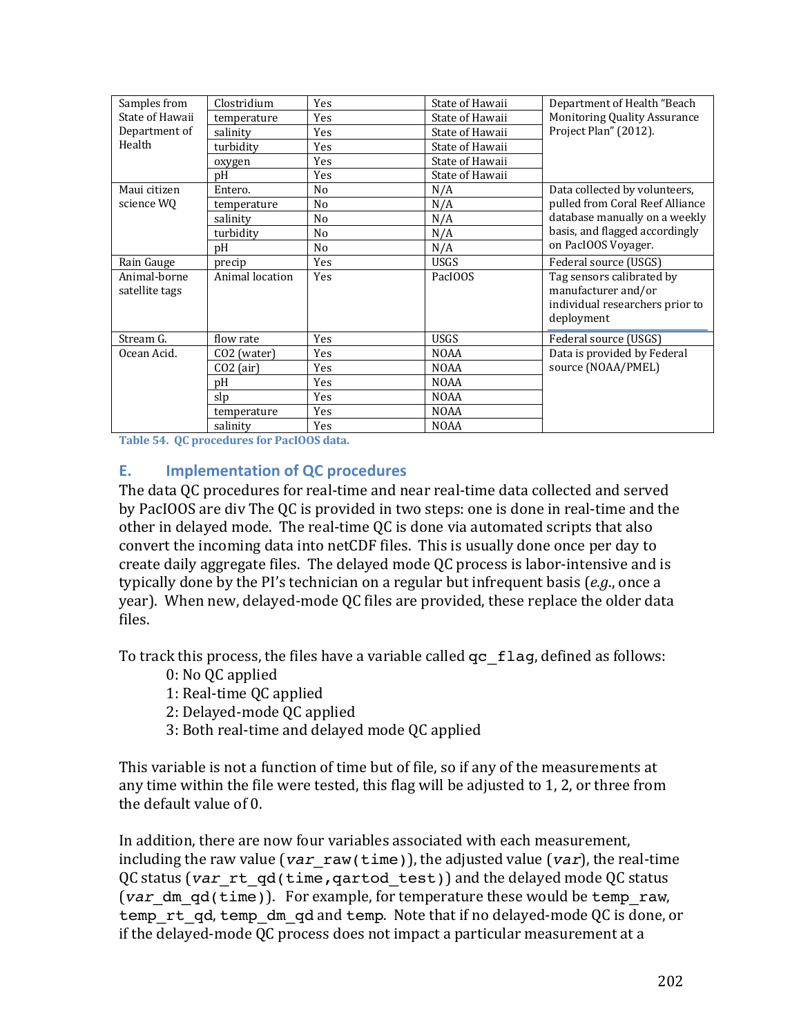| Samples from State of Hawaii Department of Health | Clostridium | Yes | State of Hawaii | Department of Health "Beach Monitoring Quality Assurance Project Plan" (2012). |
|---|---|---|---|---|
| | temperature | Yes | State of Hawaii | |
| | salinity | Yes | State of Hawaii | |
| | turbidity | Yes | State of Hawaii | |
| | oxygen | Yes | State of Hawaii | |
| | pH | Yes | State of Hawaii | |
| Maui citizen science WQ | Entero. | No | N/A | Data collected by volunteers, pulled from Coral Reef Alliance database manually on a weekly basis, and flagged accordingly on PacIOOS Voyager. |
| | temperature | No | N/A | |
| | salinity | No | N/A | |
| | turbidity | No | N/A | |
| | pH | No | N/A | |
| Rain Gauge | precip | Yes | USGS | Federal source (USGS) |
| Animal-borne satellite tags | Animal location | Yes | PacIOOS | Tag sensors calibrated by manufacturer and/or individual researchers prior to deployment |
| Stream G. | flow rate | Yes | USGS | Federal source (USGS) |
| Ocean Acid. | CO2 (water) | Yes | NOAA | Data is provided by Federal source (NOAA/PMEL) |
| | CO2 (air) | Yes | NOAA | |
| | pH | Yes | NOAA | |
| | slp | Yes | NOAA | |
| | temperature | Yes | NOAA | |
| | salinity | Yes | NOAA | |

**Table 54. QC procedures for PacIOOS data.**

## E. Implementation of QC procedures

The data QC procedures for real-time and near real-time data collected and served by PacIOOS are div The QC is provided in two steps: one is done in real-time and the other in delayed mode. The real-time QC is done via automated scripts that also convert the incoming data into netCDF files. This is usually done once per day to create daily aggregate files. The delayed mode QC process is labor-intensive and is typically done by the PI's technician on a regular but infrequent basis (*e.g.*, once a year). When new, delayed-mode QC files are provided, these replace the older data files.

To track this process, the files have a variable called `qc_flag`, defined as follows:

- 0: No QC applied
- 1: Real-time QC applied
- 2: Delayed-mode QC applied
- 3: Both real-time and delayed mode QC applied

This variable is not a function of time but of file, so if any of the measurements at any time within the file were tested, this flag will be adjusted to 1, 2, or three from the default value of 0.

In addition, there are now four variables associated with each measurement, including the raw value (`var_raw(time)`), the adjusted value (`var`), the real-time QC status (`var_rt_qd(time,qartod_test)`) and the delayed mode QC status (`var_dm_qd(time)`). For example, for temperature these would be `temp_raw`, `temp_rt_qd`, `temp_dm_qd` and `temp`. Note that if no delayed-mode QC is done, or if the delayed-mode QC process does not impact a particular measurement at a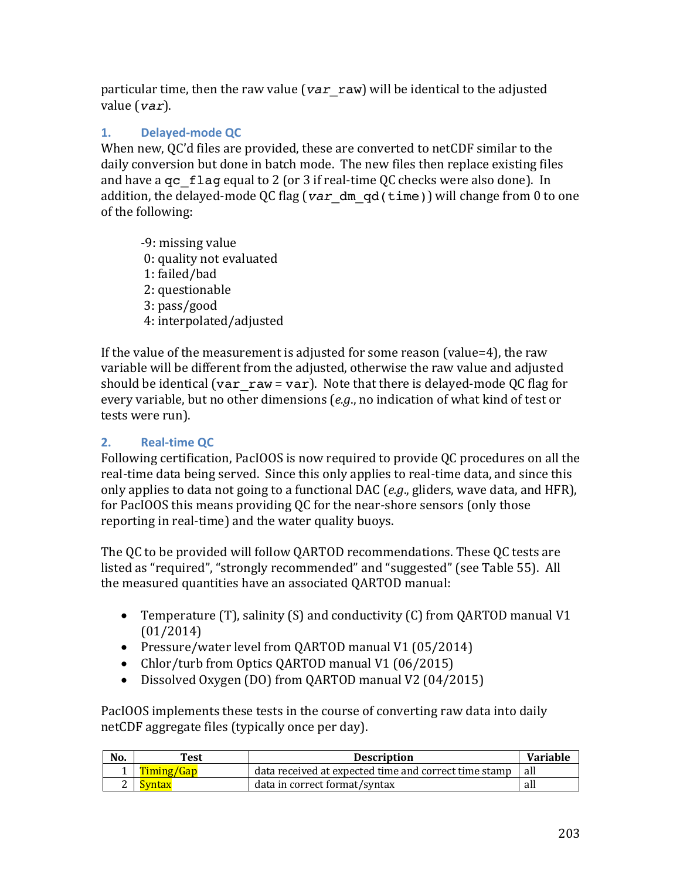particular time, then the raw value (`var_raw`) will be identical to the adjusted value (`var`).

### 1. Delayed-mode QC

When new, QC'd files are provided, these are converted to netCDF similar to the daily conversion but done in batch mode. The new files then replace existing files and have a `qc_flag` equal to 2 (or 3 if real-time QC checks were also done). In addition, the delayed-mode QC flag (`var_dm_qd(time)`) will change from 0 to one of the following:

-9: missing value
0: quality not evaluated
1: failed/bad
2: questionable
3: pass/good
4: interpolated/adjusted

If the value of the measurement is adjusted for some reason (value=4), the raw variable will be different from the adjusted, otherwise the raw value and adjusted should be identical (`var_raw` = `var`). Note that there is delayed-mode QC flag for every variable, but no other dimensions (*e.g.*, no indication of what kind of test or tests were run).

### 2. Real-time QC

Following certification, PacIOOS is now required to provide QC procedures on all the real-time data being served. Since this only applies to real-time data, and since this only applies to data not going to a functional DAC (*e.g.*, gliders, wave data, and HFR), for PacIOOS this means providing QC for the near-shore sensors (only those reporting in real-time) and the water quality buoys.

The QC to be provided will follow QARTOD recommendations. These QC tests are listed as "required", "strongly recommended" and "suggested" (see Table 55). All the measured quantities have an associated QARTOD manual:

- Temperature (T), salinity (S) and conductivity (C) from QARTOD manual V1 (01/2014)
- Pressure/water level from QARTOD manual V1 (05/2014)
- Chlor/turb from Optics QARTOD manual V1 (06/2015)
- Dissolved Oxygen (DO) from QARTOD manual V2 (04/2015)

PacIOOS implements these tests in the course of converting raw data into daily netCDF aggregate files (typically once per day).

| No. | Test | Description | Variable |
|---|---|---|---|
| 1 | Timing/Gap | data received at expected time and correct time stamp | all |
| 2 | Syntax | data in correct format/syntax | all |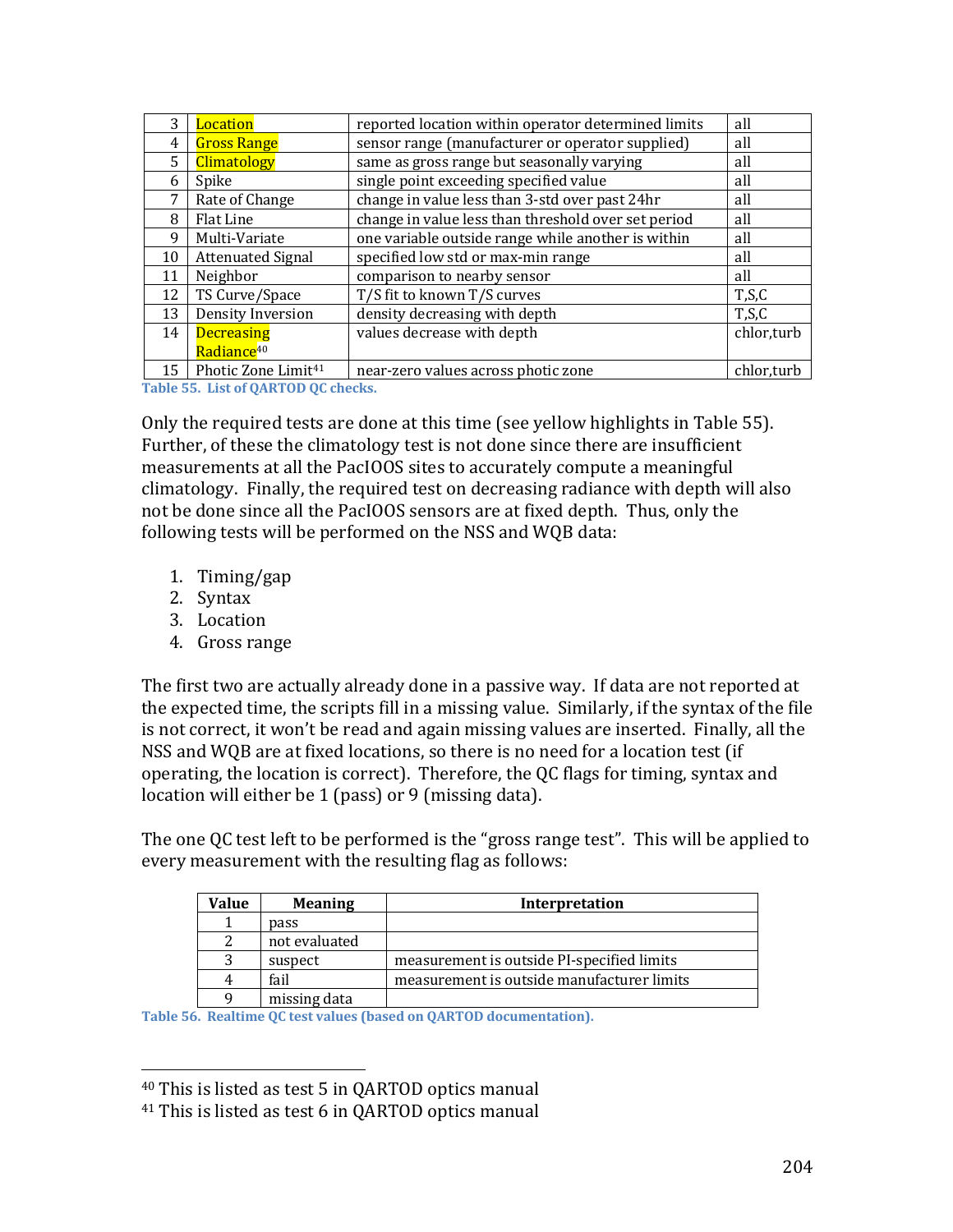| 3 | Location | reported location within operator determined limits | all |
|---|---|---|---|
| 4 | Gross Range | sensor range (manufacturer or operator supplied) | all |
| 5 | Climatology | same as gross range but seasonally varying | all |
| 6 | Spike | single point exceeding specified value | all |
| 7 | Rate of Change | change in value less than 3-std over past 24hr | all |
| 8 | Flat Line | change in value less than threshold over set period | all |
| 9 | Multi-Variate | one variable outside range while another is within | all |
| 10 | Attenuated Signal | specified low std or max-min range | all |
| 11 | Neighbor | comparison to nearby sensor | all |
| 12 | TS Curve/Space | T/S fit to known T/S curves | T,S,C |
| 13 | Density Inversion | density decreasing with depth | T,S,C |
| 14 | Decreasing Radiance[40] | values decrease with depth | chlor,turb |
| 15 | Photic Zone Limit[41] | near-zero values across photic zone | chlor,turb |

Table 55. List of QARTOD QC checks.

Only the required tests are done at this time (see yellow highlights in Table 55). Further, of these the climatology test is not done since there are insufficient measurements at all the PacIOOS sites to accurately compute a meaningful climatology. Finally, the required test on decreasing radiance with depth will also not be done since all the PacIOOS sensors are at fixed depth. Thus, only the following tests will be performed on the NSS and WQB data:

1. Timing/gap
2. Syntax
3. Location
4. Gross range

The first two are actually already done in a passive way. If data are not reported at the expected time, the scripts fill in a missing value. Similarly, if the syntax of the file is not correct, it won't be read and again missing values are inserted. Finally, all the NSS and WQB are at fixed locations, so there is no need for a location test (if operating, the location is correct). Therefore, the QC flags for timing, syntax and location will either be 1 (pass) or 9 (missing data).

The one QC test left to be performed is the "gross range test". This will be applied to every measurement with the resulting flag as follows:

| Value | Meaning | Interpretation |
|---|---|---|
| 1 | pass | |
| 2 | not evaluated | |
| 3 | suspect | measurement is outside PI-specified limits |
| 4 | fail | measurement is outside manufacturer limits |
| 9 | missing data | |

Table 56. Realtime QC test values (based on QARTOD documentation).

[40] This is listed as test 5 in QARTOD optics manual

[41] This is listed as test 6 in QARTOD optics manual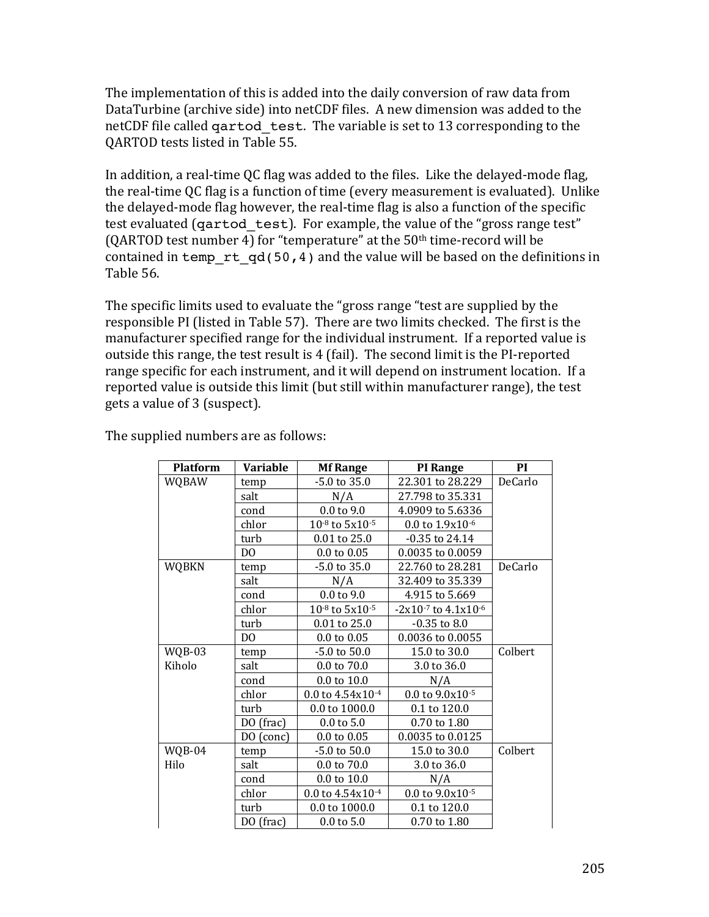The implementation of this is added into the daily conversion of raw data from DataTurbine (archive side) into netCDF files. A new dimension was added to the netCDF file called `qartod_test`. The variable is set to 13 corresponding to the QARTOD tests listed in Table 55.

In addition, a real-time QC flag was added to the files. Like the delayed-mode flag, the real-time QC flag is a function of time (every measurement is evaluated). Unlike the delayed-mode flag however, the real-time flag is also a function of the specific test evaluated (`qartod_test`). For example, the value of the "gross range test" (QARTOD test number 4) for "temperature" at the 50th time-record will be contained in `temp_rt_qd(50,4)` and the value will be based on the definitions in Table 56.

The specific limits used to evaluate the "gross range "test are supplied by the responsible PI (listed in Table 57). There are two limits checked. The first is the manufacturer specified range for the individual instrument. If a reported value is outside this range, the test result is 4 (fail). The second limit is the PI-reported range specific for each instrument, and it will depend on instrument location. If a reported value is outside this limit (but still within manufacturer range), the test gets a value of 3 (suspect).

The supplied numbers are as follows:

| Platform | Variable | Mf Range | PI Range | PI |
|---|---|---|---|---|
| WQBAW | temp | -5.0 to 35.0 | 22.301 to 28.229 | DeCarlo |
| | salt | N/A | 27.798 to 35.331 | |
| | cond | 0.0 to 9.0 | 4.0909 to 5.6336 | |
| | chlor | $10^{-8}$ to $5 \times 10^{-5}$ | 0.0 to $1.9 \times 10^{-6}$ | |
| | turb | 0.01 to 25.0 | -0.35 to 24.14 | |
| | DO | 0.0 to 0.05 | 0.0035 to 0.0059 | |
| WQBKN | temp | -5.0 to 35.0 | 22.760 to 28.281 | DeCarlo |
| | salt | N/A | 32.409 to 35.339 | |
| | cond | 0.0 to 9.0 | 4.915 to 5.669 | |
| | chlor | $10^{-8}$ to $5 \times 10^{-5}$ | $-2 \times 10^{-7}$ to $4.1 \times 10^{-6}$ | |
| | turb | 0.01 to 25.0 | -0.35 to 8.0 | |
| | DO | 0.0 to 0.05 | 0.0036 to 0.0055 | |
| WQB-03 Kiholo | temp | -5.0 to 50.0 | 15.0 to 30.0 | Colbert |
| | salt | 0.0 to 70.0 | 3.0 to 36.0 | |
| | cond | 0.0 to 10.0 | N/A | |
| | chlor | 0.0 to $4.54 \times 10^{-4}$ | 0.0 to $9.0 \times 10^{-5}$ | |
| | turb | 0.0 to 1000.0 | 0.1 to 120.0 | |
| | DO (frac) | 0.0 to 5.0 | 0.70 to 1.80 | |
| | DO (conc) | 0.0 to 0.05 | 0.0035 to 0.0125 | |
| WQB-04 Hilo | temp | -5.0 to 50.0 | 15.0 to 30.0 | Colbert |
| | salt | 0.0 to 70.0 | 3.0 to 36.0 | |
| | cond | 0.0 to 10.0 | N/A | |
| | chlor | 0.0 to $4.54 \times 10^{-4}$ | 0.0 to $9.0 \times 10^{-5}$ | |
| | turb | 0.0 to 1000.0 | 0.1 to 120.0 | |
| | DO (frac) | 0.0 to 5.0 | 0.70 to 1.80 | |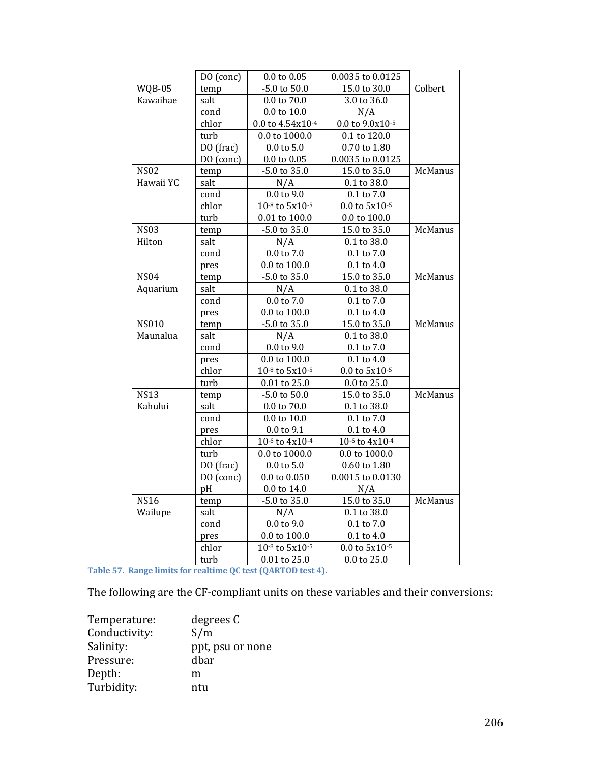| | | | | |
|---|---|---|---|---|
| | DO (conc) | 0.0 to 0.05 | 0.0035 to 0.0125 | |
| WQB-05 Kawaihae | temp | -5.0 to 50.0 | 15.0 to 30.0 | Colbert |
| | salt | 0.0 to 70.0 | 3.0 to 36.0 | |
| | cond | 0.0 to 10.0 | N/A | |
| | chlor | 0.0 to $4.54\text{x}10^{-4}$ | 0.0 to $9.0\text{x}10^{-5}$ | |
| | turb | 0.0 to 1000.0 | 0.1 to 120.0 | |
| | DO (frac) | 0.0 to 5.0 | 0.70 to 1.80 | |
| | DO (conc) | 0.0 to 0.05 | 0.0035 to 0.0125 | |
| NS02 Hawaii YC | temp | -5.0 to 35.0 | 15.0 to 35.0 | McManus |
| | salt | N/A | 0.1 to 38.0 | |
| | cond | 0.0 to 9.0 | 0.1 to 7.0 | |
| | chlor | $10^{-8}$ to $5\text{x}10^{-5}$ | 0.0 to $5\text{x}10^{-5}$ | |
| | turb | 0.01 to 100.0 | 0.0 to 100.0 | |
| NS03 Hilton | temp | -5.0 to 35.0 | 15.0 to 35.0 | McManus |
| | salt | N/A | 0.1 to 38.0 | |
| | cond | 0.0 to 7.0 | 0.1 to 7.0 | |
| | pres | 0.0 to 100.0 | 0.1 to 4.0 | |
| NS04 Aquarium | temp | -5.0 to 35.0 | 15.0 to 35.0 | McManus |
| | salt | N/A | 0.1 to 38.0 | |
| | cond | 0.0 to 7.0 | 0.1 to 7.0 | |
| | pres | 0.0 to 100.0 | 0.1 to 4.0 | |
| NS010 Maunalua | temp | -5.0 to 35.0 | 15.0 to 35.0 | McManus |
| | salt | N/A | 0.1 to 38.0 | |
| | cond | 0.0 to 9.0 | 0.1 to 7.0 | |
| | pres | 0.0 to 100.0 | 0.1 to 4.0 | |
| | chlor | $10^{-8}$ to $5\text{x}10^{-5}$ | 0.0 to $5\text{x}10^{-5}$ | |
| | turb | 0.01 to 25.0 | 0.0 to 25.0 | |
| NS13 Kahului | temp | -5.0 to 50.0 | 15.0 to 35.0 | McManus |
| | salt | 0.0 to 70.0 | 0.1 to 38.0 | |
| | cond | 0.0 to 10.0 | 0.1 to 7.0 | |
| | pres | 0.0 to 9.1 | 0.1 to 4.0 | |
| | chlor | $10^{-6}$ to $4\text{x}10^{-4}$ | $10^{-6}$ to $4\text{x}10^{-4}$ | |
| | turb | 0.0 to 1000.0 | 0.0 to 1000.0 | |
| | DO (frac) | 0.0 to 5.0 | 0.60 to 1.80 | |
| | DO (conc) | 0.0 to 0.050 | 0.0015 to 0.0130 | |
| | pH | 0.0 to 14.0 | N/A | |
| NS16 Wailupe | temp | -5.0 to 35.0 | 15.0 to 35.0 | McManus |
| | salt | N/A | 0.1 to 38.0 | |
| | cond | 0.0 to 9.0 | 0.1 to 7.0 | |
| | pres | 0.0 to 100.0 | 0.1 to 4.0 | |
| | chlor | $10^{-8}$ to $5\text{x}10^{-5}$ | 0.0 to $5\text{x}10^{-5}$ | |
| | turb | 0.01 to 25.0 | 0.0 to 25.0 | |

**Table 57. Range limits for realtime QC test (QARTOD test 4).**

The following are the CF-compliant units on these variables and their conversions:

Temperature: degrees C
Conductivity: S/m
Salinity: ppt, psu or none
Pressure: dbar
Depth: m
Turbidity: ntu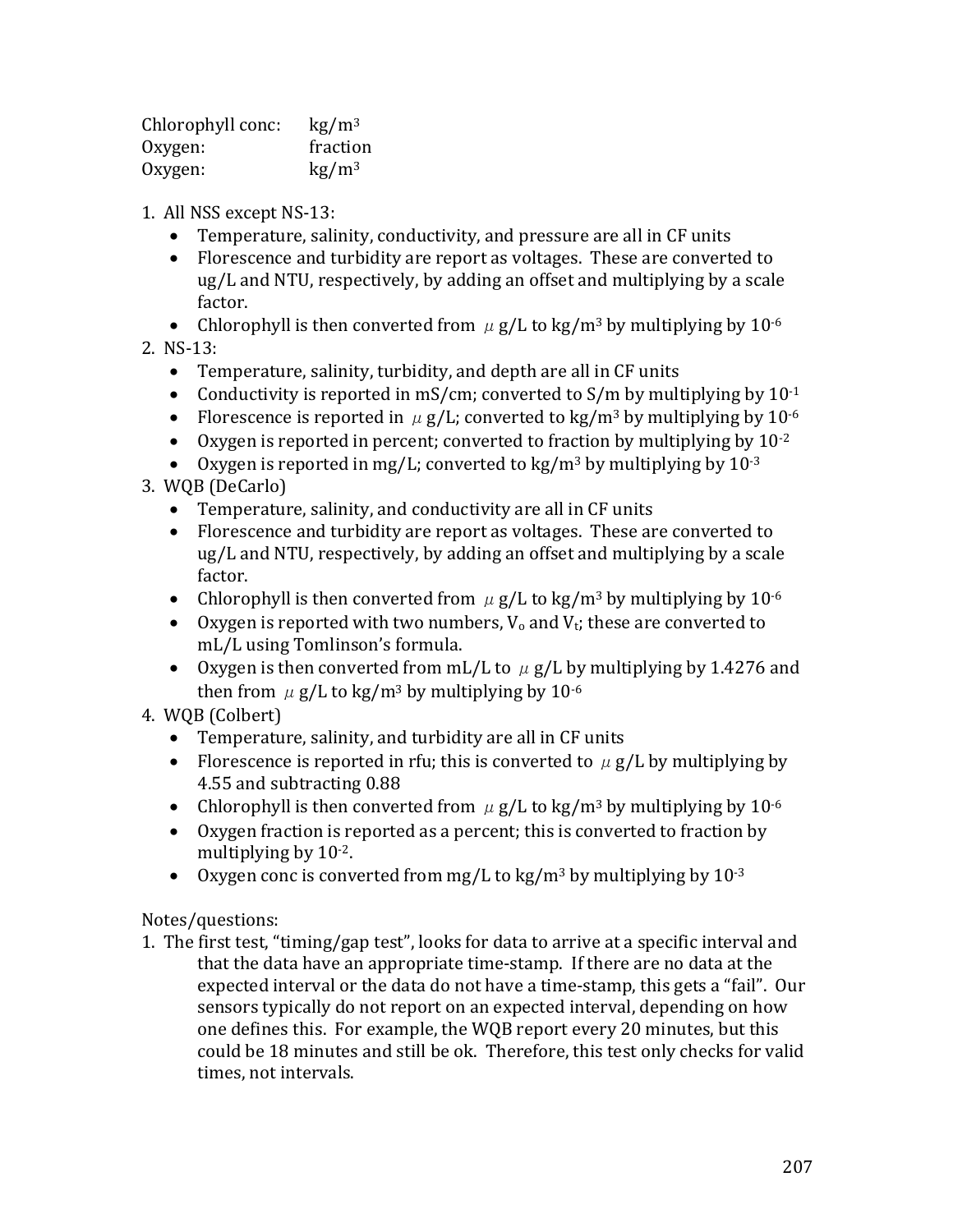| | |
|---|---|
| Chlorophyll conc: | kg/m$^3$ |
| Oxygen: | fraction |
| Oxygen: | kg/m$^3$ |

1. All NSS except NS-13:
   - Temperature, salinity, conductivity, and pressure are all in CF units
   - Florescence and turbidity are report as voltages. These are converted to ug/L and NTU, respectively, by adding an offset and multiplying by a scale factor.
   - Chlorophyll is then converted from $\mu$g/L to kg/m$^3$ by multiplying by $10^{-6}$
2. NS-13:
   - Temperature, salinity, turbidity, and depth are all in CF units
   - Conductivity is reported in mS/cm; converted to S/m by multiplying by $10^{-1}$
   - Florescence is reported in $\mu$g/L; converted to kg/m$^3$ by multiplying by $10^{-6}$
   - Oxygen is reported in percent; converted to fraction by multiplying by $10^{-2}$
   - Oxygen is reported in mg/L; converted to kg/m$^3$ by multiplying by $10^{-3}$
3. WQB (DeCarlo)
   - Temperature, salinity, and conductivity are all in CF units
   - Florescence and turbidity are report as voltages. These are converted to ug/L and NTU, respectively, by adding an offset and multiplying by a scale factor.
   - Chlorophyll is then converted from $\mu$g/L to kg/m$^3$ by multiplying by $10^{-6}$
   - Oxygen is reported with two numbers, $V_o$ and $V_t$; these are converted to mL/L using Tomlinson's formula.
   - Oxygen is then converted from mL/L to $\mu$g/L by multiplying by 1.4276 and then from $\mu$g/L to kg/m$^3$ by multiplying by $10^{-6}$
4. WQB (Colbert)
   - Temperature, salinity, and turbidity are all in CF units
   - Florescence is reported in rfu; this is converted to $\mu$g/L by multiplying by 4.55 and subtracting 0.88
   - Chlorophyll is then converted from $\mu$g/L to kg/m$^3$ by multiplying by $10^{-6}$
   - Oxygen fraction is reported as a percent; this is converted to fraction by multiplying by $10^{-2}$.
   - Oxygen conc is converted from mg/L to kg/m$^3$ by multiplying by $10^{-3}$

Notes/questions:

1. The first test, "timing/gap test", looks for data to arrive at a specific interval and that the data have an appropriate time-stamp. If there are no data at the expected interval or the data do not have a time-stamp, this gets a "fail". Our sensors typically do not report on an expected interval, depending on how one defines this. For example, the WQB report every 20 minutes, but this could be 18 minutes and still be ok. Therefore, this test only checks for valid times, not intervals.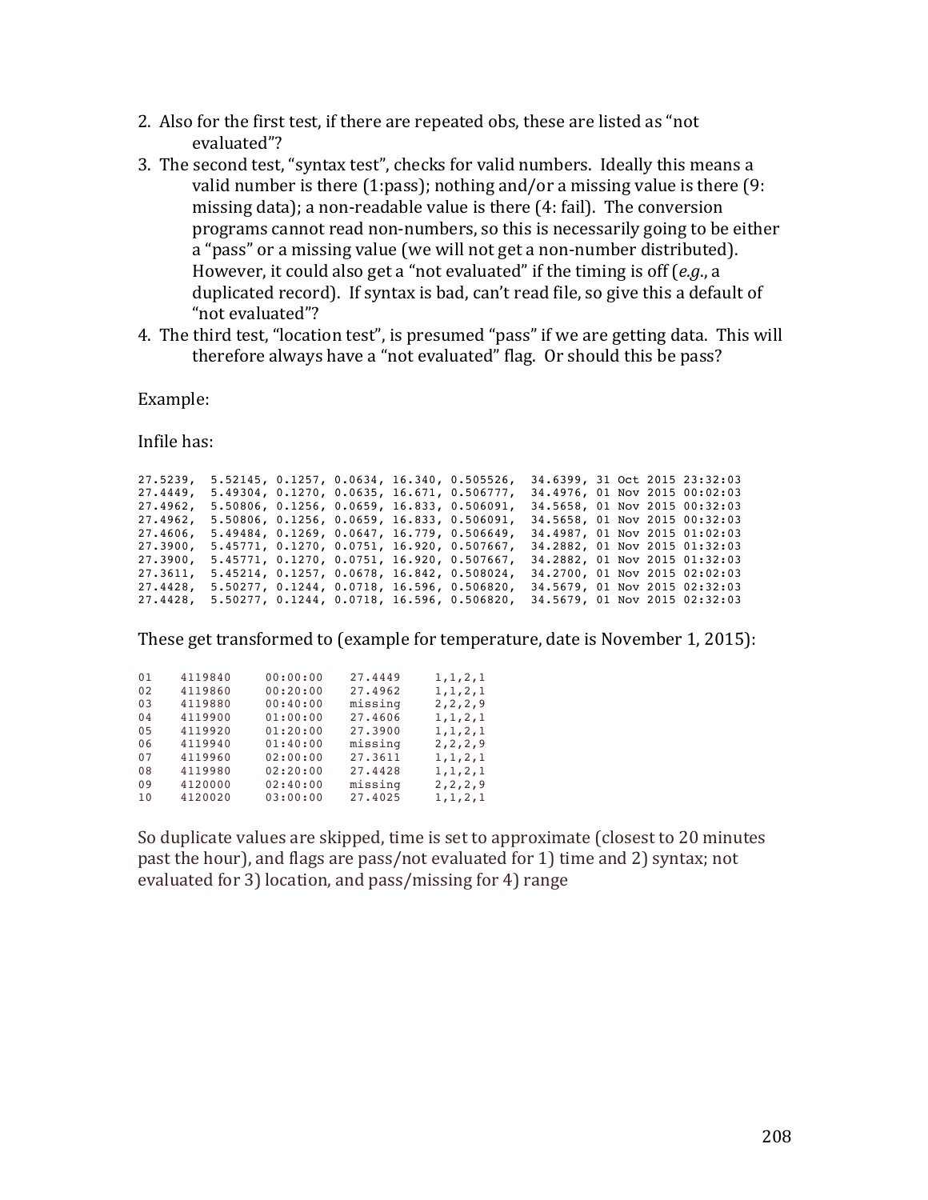2. Also for the first test, if there are repeated obs, these are listed as "not evaluated"?
3. The second test, "syntax test", checks for valid numbers. Ideally this means a valid number is there (1:pass); nothing and/or a missing value is there (9: missing data); a non-readable value is there (4: fail). The conversion programs cannot read non-numbers, so this is necessarily going to be either a "pass" or a missing value (we will not get a non-number distributed). However, it could also get a "not evaluated" if the timing is off (*e.g.*, a duplicated record). If syntax is bad, can't read file, so give this a default of "not evaluated"?
4. The third test, "location test", is presumed "pass" if we are getting data. This will therefore always have a "not evaluated" flag. Or should this be pass?

Example:

Infile has:

```
27.5239,  5.52145, 0.1257, 0.0634, 16.340, 0.505526,  34.6399, 31 Oct 2015 23:32:03
27.4449,  5.49304, 0.1270, 0.0635, 16.671, 0.506777,  34.4976, 01 Nov 2015 00:02:03
27.4962,  5.50806, 0.1256, 0.0659, 16.833, 0.506091,  34.5658, 01 Nov 2015 00:32:03
27.4962,  5.50806, 0.1256, 0.0659, 16.833, 0.506091,  34.5658, 01 Nov 2015 00:32:03
27.4606,  5.49484, 0.1269, 0.0647, 16.779, 0.506649,  34.4987, 01 Nov 2015 01:02:03
27.3900,  5.45771, 0.1270, 0.0751, 16.920, 0.507667,  34.2882, 01 Nov 2015 01:32:03
27.3900,  5.45771, 0.1270, 0.0751, 16.920, 0.507667,  34.2882, 01 Nov 2015 01:32:03
27.3611,  5.45214, 0.1257, 0.0678, 16.842, 0.508024,  34.2700, 01 Nov 2015 02:02:03
27.4428,  5.50277, 0.1244, 0.0718, 16.596, 0.506820,  34.5679, 01 Nov 2015 02:32:03
27.4428,  5.50277, 0.1244, 0.0718, 16.596, 0.506820,  34.5679, 01 Nov 2015 02:32:03
```

These get transformed to (example for temperature, date is November 1, 2015):

```
01    4119840    00:00:00    27.4449    1,1,2,1
02    4119860    00:20:00    27.4962    1,1,2,1
03    4119880    00:40:00    missing    2,2,2,9
04    4119900    01:00:00    27.4606    1,1,2,1
05    4119920    01:20:00    27.3900    1,1,2,1
06    4119940    01:40:00    missing    2,2,2,9
07    4119960    02:00:00    27.3611    1,1,2,1
08    4119980    02:20:00    27.4428    1,1,2,1
09    4120000    02:40:00    missing    2,2,2,9
10    4120020    03:00:00    27.4025    1,1,2,1
```

So duplicate values are skipped, time is set to approximate (closest to 20 minutes past the hour), and flags are pass/not evaluated for 1) time and 2) syntax; not evaluated for 3) location, and pass/missing for 4) range